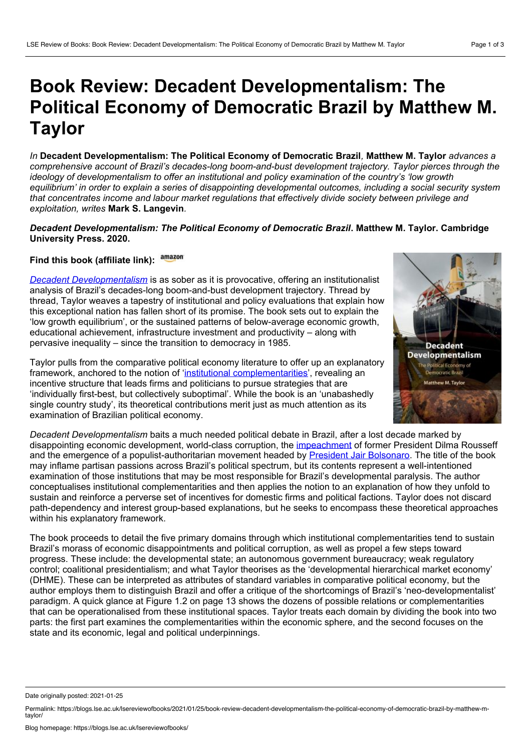# Book Review: Decadent Developmentalism: The Political Economy of Democratic Brazil by Matthew M. Taylor

*In* **Decadent Developmentalism: The Political Economy of Democratic Brazil***,* **Matthew M. Taylor** *advances a comprehensive account of Brazil's decades-long boom-and-bust development trajectory. Taylor pierces through the ideology of developmentalism to offer an institutional and policy examination of the country's 'low growth equilibrium' in order to explain a series of disappointing developmental outcomes, including a social security system that concentrates income and labour market regulations that effectively divide society between privilege and exploitation, writes* **Mark S. Langevin***.*

***Decadent Developmentalism: The Political Economy of Democratic Brazil*. Matthew M. Taylor. Cambridge University Press. 2020.**

**Find this book (affiliate link):** amazon

*Decadent Developmentalism* is as sober as it is provocative, offering an institutionalist analysis of Brazil's decades-long boom-and-bust development trajectory. Thread by thread, Taylor weaves a tapestry of institutional and policy evaluations that explain how this exceptional nation has fallen short of its promise. The book sets out to explain the 'low growth equilibrium', or the sustained patterns of below-average economic growth, educational achievement, infrastructure investment and productivity – along with pervasive inequality – since the transition to democracy in 1985.

Taylor pulls from the comparative political economy literature to offer up an explanatory framework, anchored to the notion of 'institutional complementarities', revealing an incentive structure that leads firms and politicians to pursue strategies that are 'individually first-best, but collectively suboptimal'. While the book is an 'unabashedly single country study', its theoretical contributions merit just as much attention as its examination of Brazilian political economy.

*Decadent Developmentalism* baits a much needed political debate in Brazil, after a lost decade marked by disappointing economic development, world-class corruption, the impeachment of former President Dilma Rousseff and the emergence of a populist-authoritarian movement headed by President Jair Bolsonaro. The title of the book may inflame partisan passions across Brazil's political spectrum, but its contents represent a well-intentioned examination of those institutions that may be most responsible for Brazil's developmental paralysis. The author conceptualises institutional complementarities and then applies the notion to an explanation of how they unfold to sustain and reinforce a perverse set of incentives for domestic firms and political factions. Taylor does not discard path-dependency and interest group-based explanations, but he seeks to encompass these theoretical approaches within his explanatory framework.

The book proceeds to detail the five primary domains through which institutional complementarities tend to sustain Brazil's morass of economic disappointments and political corruption, as well as propel a few steps toward progress. These include: the developmental state; an autonomous government bureaucracy; weak regulatory control; coalitional presidentialism; and what Taylor theorises as the 'developmental hierarchical market economy' (DHME). These can be interpreted as attributes of standard variables in comparative political economy, but the author employs them to distinguish Brazil and offer a critique of the shortcomings of Brazil's 'neo-developmentalist' paradigm. A quick glance at Figure 1.2 on page 13 shows the dozens of possible relations or complementarities that can be operationalised from these institutional spaces. Taylor treats each domain by dividing the book into two parts: the first part examines the complementarities within the economic sphere, and the second focuses on the state and its economic, legal and political underpinnings.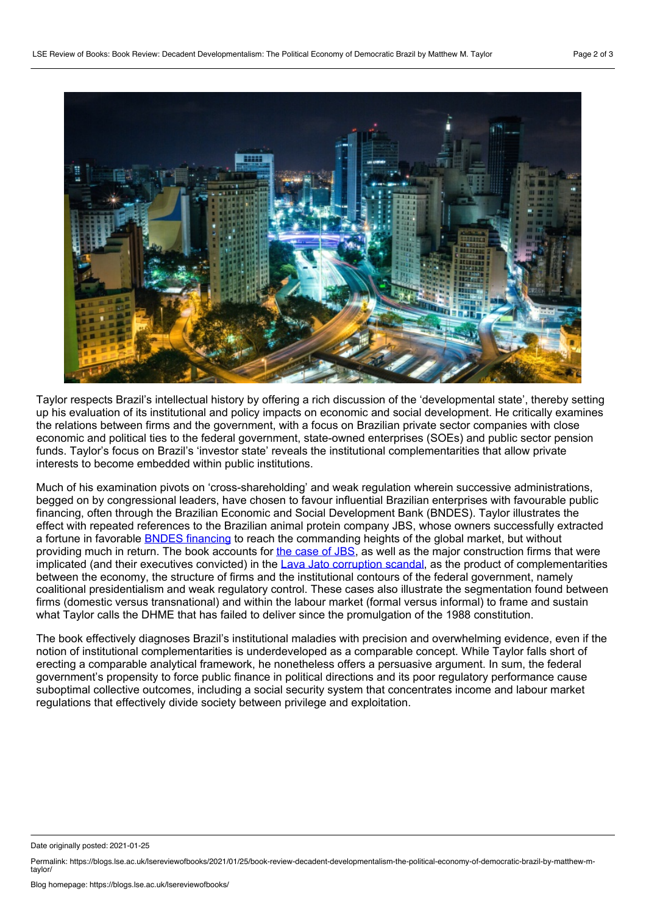Taylor respects Brazil's intellectual history by offering a rich discussion of the 'developmental state', thereby setting up his evaluation of its institutional and policy impacts on economic and social development. He critically examines the relations between firms and the government, with a focus on Brazilian private sector companies with close economic and political ties to the federal government, state-owned enterprises (SOEs) and public sector pension funds. Taylor's focus on Brazil's 'investor state' reveals the institutional complementarities that allow private interests to become embedded within public institutions.

Much of his examination pivots on 'cross-shareholding' and weak regulation wherein successive administrations, begged on by congressional leaders, have chosen to favour influential Brazilian enterprises with favourable public financing, often through the Brazilian Economic and Social Development Bank (BNDES). Taylor illustrates the effect with repeated references to the Brazilian animal protein company JBS, whose owners successfully extracted a fortune in favorable BNDES financing to reach the commanding heights of the global market, but without providing much in return. The book accounts for the case of JBS, as well as the major construction firms that were implicated (and their executives convicted) in the Lava Jato corruption scandal, as the product of complementarities between the economy, the structure of firms and the institutional contours of the federal government, namely coalitional presidentialism and weak regulatory control. These cases also illustrate the segmentation found between firms (domestic versus transnational) and within the labour market (formal versus informal) to frame and sustain what Taylor calls the DHME that has failed to deliver since the promulgation of the 1988 constitution.

The book effectively diagnoses Brazil's institutional maladies with precision and overwhelming evidence, even if the notion of institutional complementarities is underdeveloped as a comparable concept. While Taylor falls short of erecting a comparable analytical framework, he nonetheless offers a persuasive argument. In sum, the federal government's propensity to force public finance in political directions and its poor regulatory performance cause suboptimal collective outcomes, including a social security system that concentrates income and labour market regulations that effectively divide society between privilege and exploitation.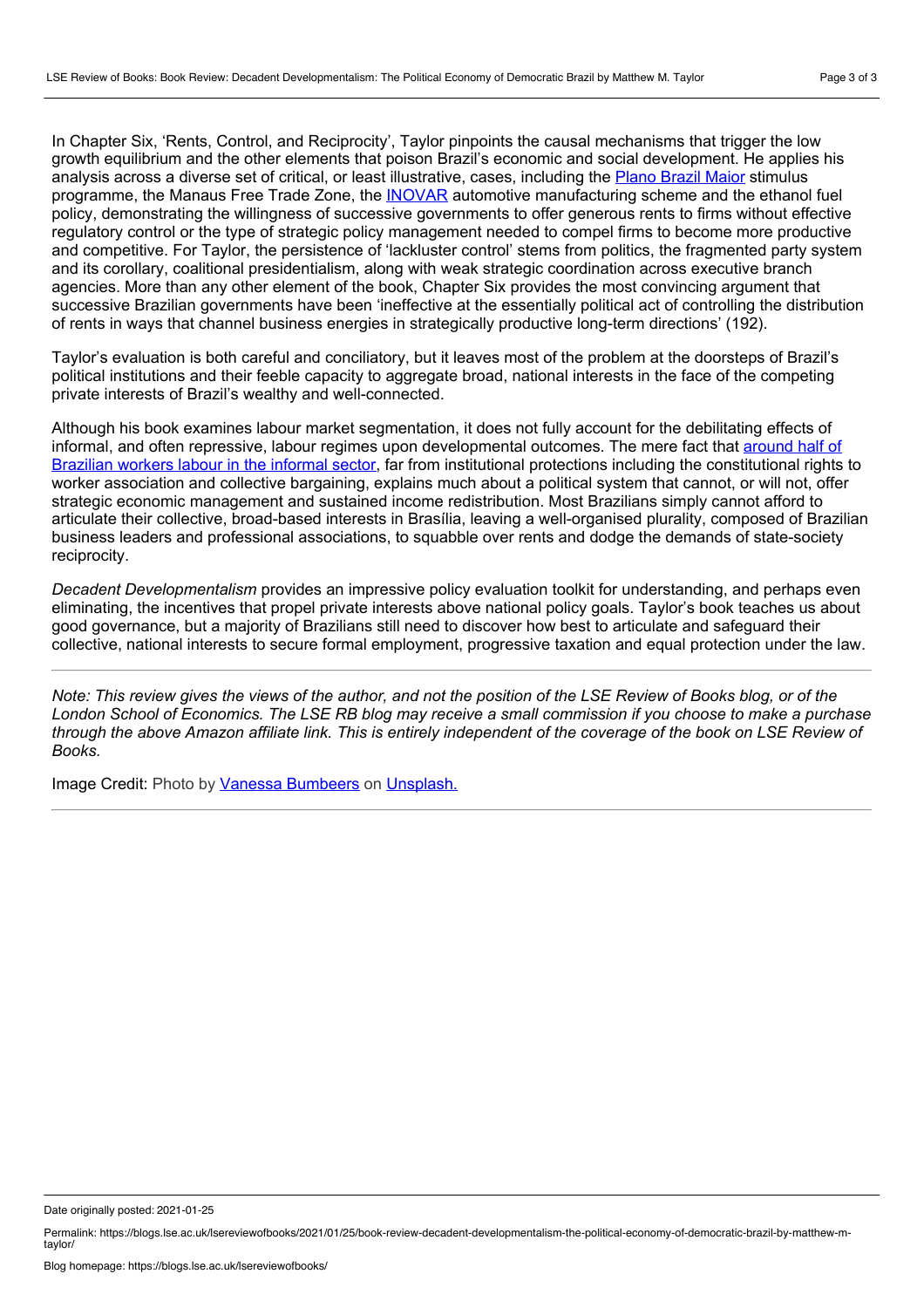In Chapter Six, 'Rents, Control, and Reciprocity', Taylor pinpoints the causal mechanisms that trigger the low growth equilibrium and the other elements that poison Brazil's economic and social development. He applies his analysis across a diverse set of critical, or least illustrative, cases, including the Plano Brazil Maior stimulus programme, the Manaus Free Trade Zone, the INOVAR automotive manufacturing scheme and the ethanol fuel policy, demonstrating the willingness of successive governments to offer generous rents to firms without effective regulatory control or the type of strategic policy management needed to compel firms to become more productive and competitive. For Taylor, the persistence of 'lackluster control' stems from politics, the fragmented party system and its corollary, coalitional presidentialism, along with weak strategic coordination across executive branch agencies. More than any other element of the book, Chapter Six provides the most convincing argument that successive Brazilian governments have been 'ineffective at the essentially political act of controlling the distribution of rents in ways that channel business energies in strategically productive long-term directions' (192).

Taylor's evaluation is both careful and conciliatory, but it leaves most of the problem at the doorsteps of Brazil's political institutions and their feeble capacity to aggregate broad, national interests in the face of the competing private interests of Brazil's wealthy and well-connected.

Although his book examines labour market segmentation, it does not fully account for the debilitating effects of informal, and often repressive, labour regimes upon developmental outcomes. The mere fact that around half of Brazilian workers labour in the informal sector, far from institutional protections including the constitutional rights to worker association and collective bargaining, explains much about a political system that cannot, or will not, offer strategic economic management and sustained income redistribution. Most Brazilians simply cannot afford to articulate their collective, broad-based interests in Brasília, leaving a well-organised plurality, composed of Brazilian business leaders and professional associations, to squabble over rents and dodge the demands of state-society reciprocity.

*Decadent Developmentalism* provides an impressive policy evaluation toolkit for understanding, and perhaps even eliminating, the incentives that propel private interests above national policy goals. Taylor's book teaches us about good governance, but a majority of Brazilians still need to discover how best to articulate and safeguard their collective, national interests to secure formal employment, progressive taxation and equal protection under the law.

---

*Note: This review gives the views of the author, and not the position of the LSE Review of Books blog, or of the London School of Economics. The LSE RB blog may receive a small commission if you choose to make a purchase through the above Amazon affiliate link. This is entirely independent of the coverage of the book on LSE Review of Books.*

Image Credit: Photo by Vanessa Bumbeers on Unsplash.

---

Date originally posted: 2021-01-25

Permalink: https://blogs.lse.ac.uk/lsereviewofbooks/2021/01/25/book-review-decadent-developmentalism-the-political-economy-of-democratic-brazil-by-matthew-m-taylor/

Blog homepage: https://blogs.lse.ac.uk/lsereviewofbooks/